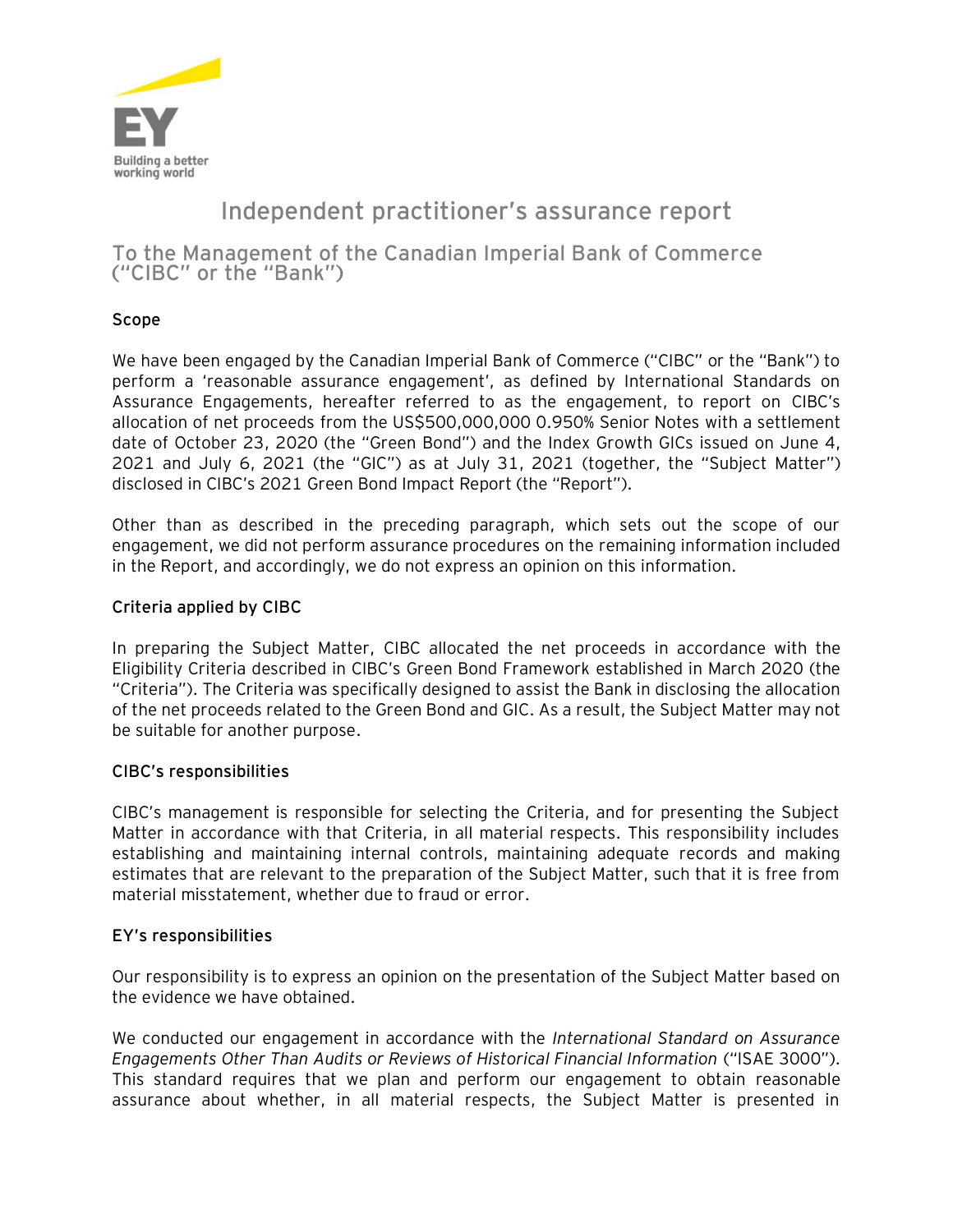# Independent practitioner's assurance report

## To the Management of the Canadian Imperial Bank of Commerce ("CIBC" or the "Bank")

### Scope

We have been engaged by the Canadian Imperial Bank of Commerce ("CIBC" or the "Bank") to perform a 'reasonable assurance engagement', as defined by International Standards on Assurance Engagements, hereafter referred to as the engagement, to report on CIBC's allocation of net proceeds from the US$500,000,000 0.950% Senior Notes with a settlement date of October 23, 2020 (the "Green Bond") and the Index Growth GICs issued on June 4, 2021 and July 6, 2021 (the "GIC") as at July 31, 2021 (together, the "Subject Matter") disclosed in CIBC's 2021 Green Bond Impact Report (the "Report").

Other than as described in the preceding paragraph, which sets out the scope of our engagement, we did not perform assurance procedures on the remaining information included in the Report, and accordingly, we do not express an opinion on this information.

### Criteria applied by CIBC

In preparing the Subject Matter, CIBC allocated the net proceeds in accordance with the Eligibility Criteria described in CIBC's Green Bond Framework established in March 2020 (the "Criteria"). The Criteria was specifically designed to assist the Bank in disclosing the allocation of the net proceeds related to the Green Bond and GIC. As a result, the Subject Matter may not be suitable for another purpose.

### CIBC's responsibilities

CIBC's management is responsible for selecting the Criteria, and for presenting the Subject Matter in accordance with that Criteria, in all material respects. This responsibility includes establishing and maintaining internal controls, maintaining adequate records and making estimates that are relevant to the preparation of the Subject Matter, such that it is free from material misstatement, whether due to fraud or error.

### EY's responsibilities

Our responsibility is to express an opinion on the presentation of the Subject Matter based on the evidence we have obtained.

We conducted our engagement in accordance with the *International Standard on Assurance Engagements Other Than Audits or Reviews of Historical Financial Information* ("ISAE 3000"). This standard requires that we plan and perform our engagement to obtain reasonable assurance about whether, in all material respects, the Subject Matter is presented in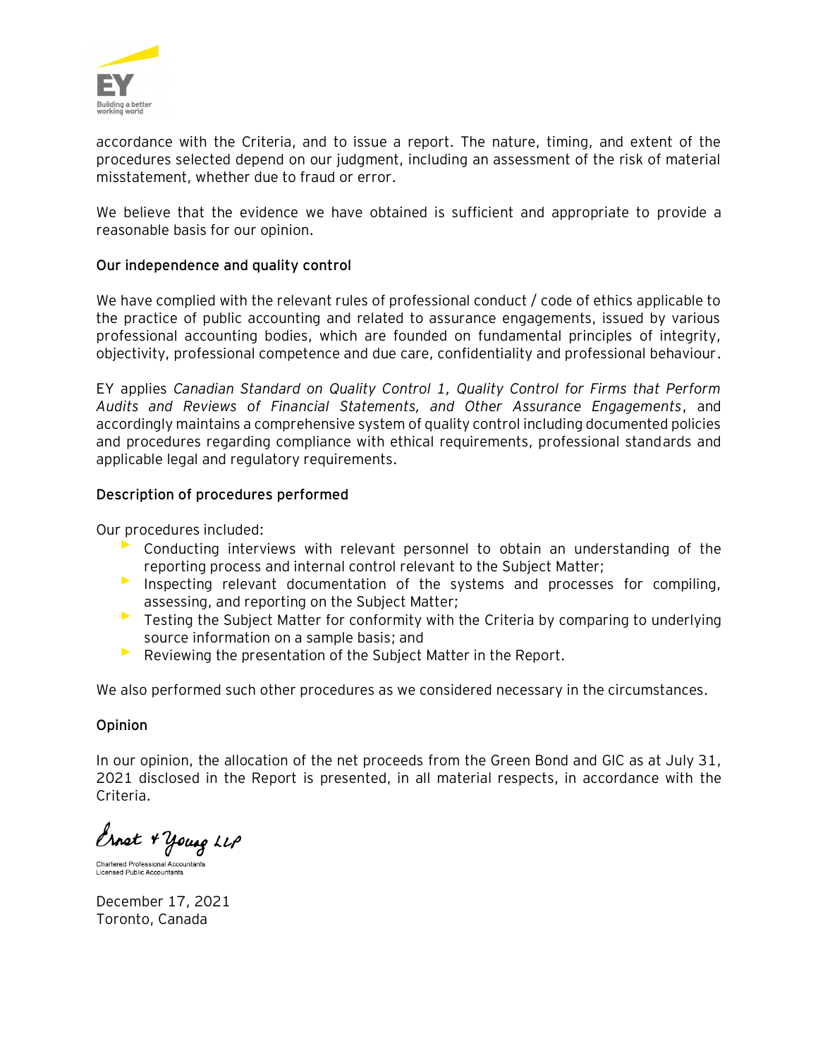accordance with the Criteria, and to issue a report. The nature, timing, and extent of the procedures selected depend on our judgment, including an assessment of the risk of material misstatement, whether due to fraud or error.

We believe that the evidence we have obtained is sufficient and appropriate to provide a reasonable basis for our opinion.

**Our independence and quality control**

We have complied with the relevant rules of professional conduct / code of ethics applicable to the practice of public accounting and related to assurance engagements, issued by various professional accounting bodies, which are founded on fundamental principles of integrity, objectivity, professional competence and due care, confidentiality and professional behaviour.

EY applies *Canadian Standard on Quality Control 1, Quality Control for Firms that Perform Audits and Reviews of Financial Statements, and Other Assurance Engagements*, and accordingly maintains a comprehensive system of quality control including documented policies and procedures regarding compliance with ethical requirements, professional standards and applicable legal and regulatory requirements.

**Description of procedures performed**

Our procedures included:

- Conducting interviews with relevant personnel to obtain an understanding of the reporting process and internal control relevant to the Subject Matter;
- Inspecting relevant documentation of the systems and processes for compiling, assessing, and reporting on the Subject Matter;
- Testing the Subject Matter for conformity with the Criteria by comparing to underlying source information on a sample basis; and
- Reviewing the presentation of the Subject Matter in the Report.

We also performed such other procedures as we considered necessary in the circumstances.

**Opinion**

In our opinion, the allocation of the net proceeds from the Green Bond and GIC as at July 31, 2021 disclosed in the Report is presented, in all material respects, in accordance with the Criteria.

Ernst & Young LLP

Chartered Professional Accountants
Licensed Public Accountants

December 17, 2021
Toronto, Canada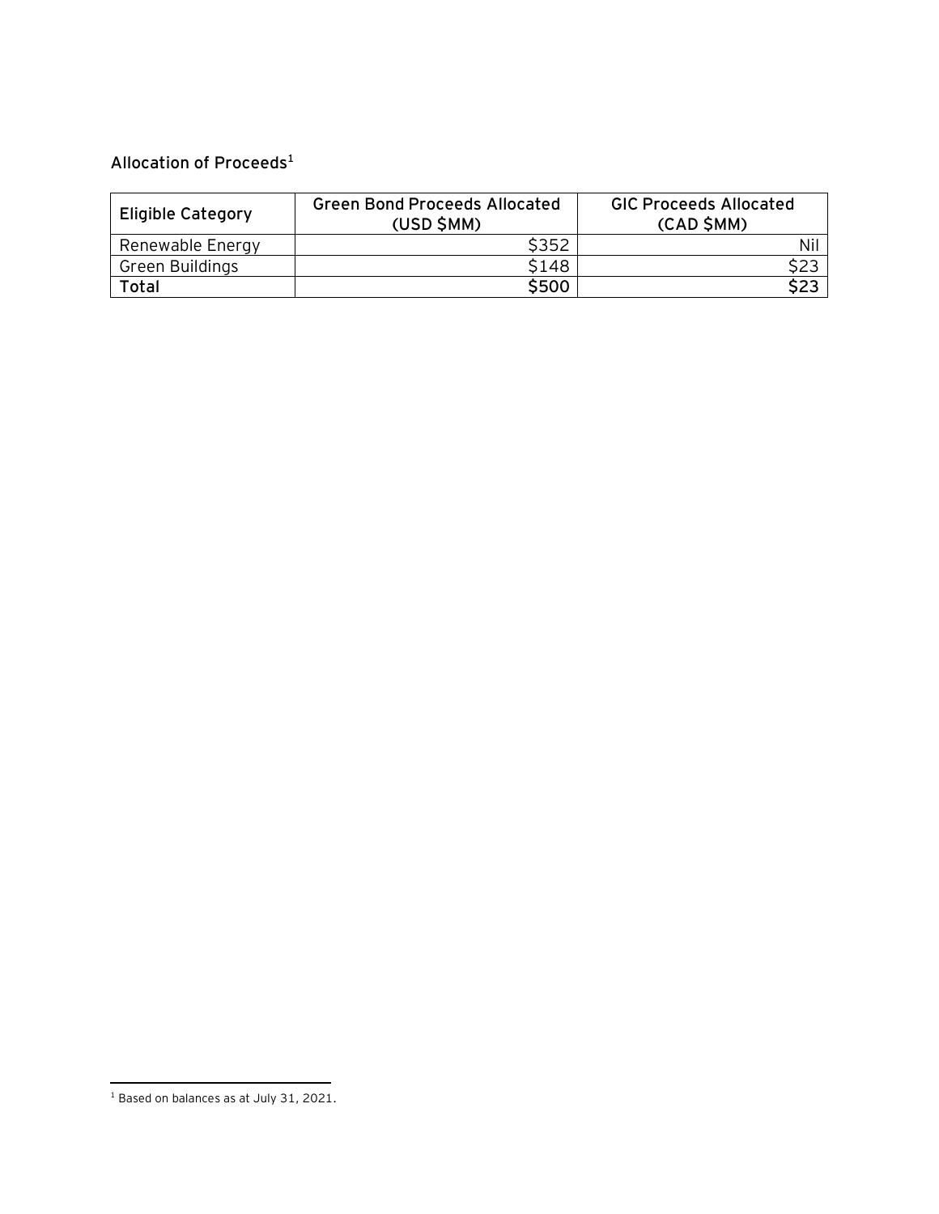## Allocation of Proceeds[1]

| Eligible Category | Green Bond Proceeds Allocated (USD $MM) | GIC Proceeds Allocated (CAD $MM) |
|---|---|---|
| Renewable Energy | $352 | Nil |
| Green Buildings | $148 | $23 |
| **Total** | **$500** | **$23** |

[1] Based on balances as at July 31, 2021.